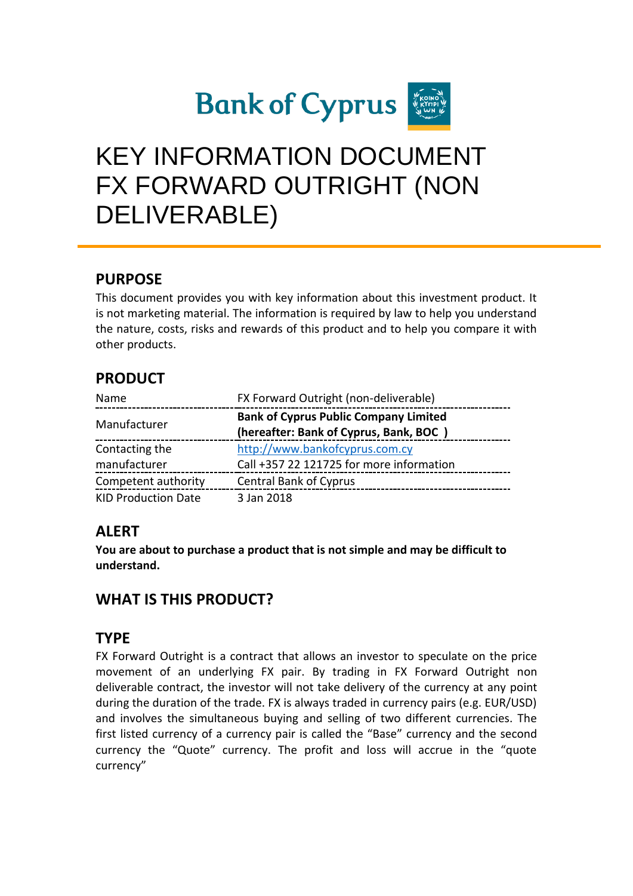Bank of Cyprus

# KEY INFORMATION DOCUMENT FX FORWARD OUTRIGHT (NON DELIVERABLE)

## PURPOSE

This document provides you with key information about this investment product. It is not marketing material. The information is required by law to help you understand the nature, costs, risks and rewards of this product and to help you compare it with other products.

## PRODUCT

| | |
|---|---|
| Name | FX Forward Outright (non-deliverable) |
| Manufacturer | **Bank of Cyprus Public Company Limited (hereafter: Bank of Cyprus, Bank, BOC )** |
| Contacting the manufacturer | http://www.bankofcyprus.com.cy<br>Call +357 22 121725 for more information |
| Competent authority | Central Bank of Cyprus |
| KID Production Date | 3 Jan 2018 |

## ALERT

**You are about to purchase a product that is not simple and may be difficult to understand.**

## WHAT IS THIS PRODUCT?

## TYPE

FX Forward Outright is a contract that allows an investor to speculate on the price movement of an underlying FX pair. By trading in FX Forward Outright non deliverable contract, the investor will not take delivery of the currency at any point during the duration of the trade. FX is always traded in currency pairs (e.g. EUR/USD) and involves the simultaneous buying and selling of two different currencies. The first listed currency of a currency pair is called the "Base" currency and the second currency the "Quote" currency. The profit and loss will accrue in the "quote currency"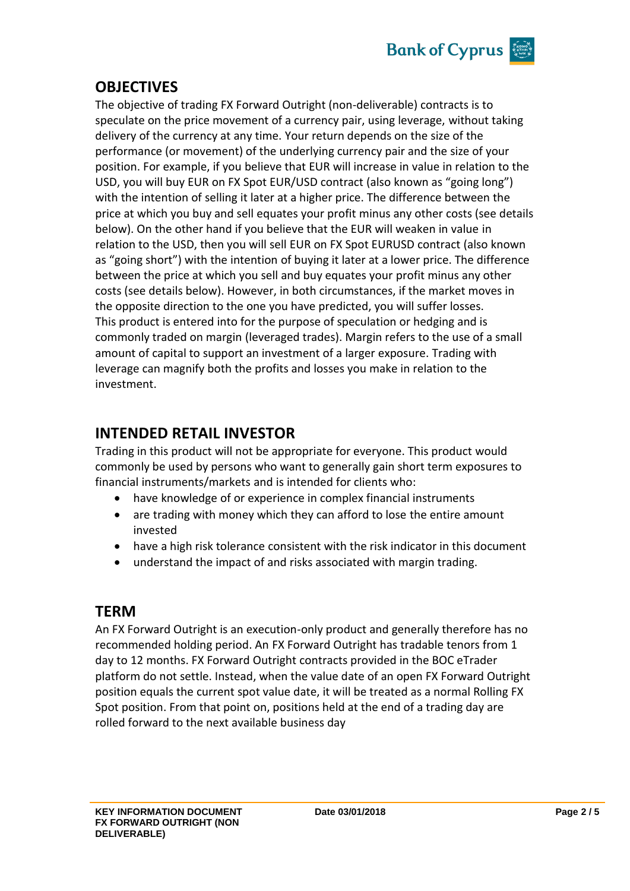## OBJECTIVES

The objective of trading FX Forward Outright (non-deliverable) contracts is to speculate on the price movement of a currency pair, using leverage, without taking delivery of the currency at any time. Your return depends on the size of the performance (or movement) of the underlying currency pair and the size of your position. For example, if you believe that EUR will increase in value in relation to the USD, you will buy EUR on FX Spot EUR/USD contract (also known as "going long") with the intention of selling it later at a higher price. The difference between the price at which you buy and sell equates your profit minus any other costs (see details below). On the other hand if you believe that the EUR will weaken in value in relation to the USD, then you will sell EUR on FX Spot EURUSD contract (also known as "going short") with the intention of buying it later at a lower price. The difference between the price at which you sell and buy equates your profit minus any other costs (see details below). However, in both circumstances, if the market moves in the opposite direction to the one you have predicted, you will suffer losses.
This product is entered into for the purpose of speculation or hedging and is commonly traded on margin (leveraged trades). Margin refers to the use of a small amount of capital to support an investment of a larger exposure. Trading with leverage can magnify both the profits and losses you make in relation to the investment.

## INTENDED RETAIL INVESTOR

Trading in this product will not be appropriate for everyone. This product would commonly be used by persons who want to generally gain short term exposures to financial instruments/markets and is intended for clients who:

- have knowledge of or experience in complex financial instruments
- are trading with money which they can afford to lose the entire amount invested
- have a high risk tolerance consistent with the risk indicator in this document
- understand the impact of and risks associated with margin trading.

## TERM

An FX Forward Outright is an execution-only product and generally therefore has no recommended holding period. An FX Forward Outright has tradable tenors from 1 day to 12 months. FX Forward Outright contracts provided in the BOC eTrader platform do not settle. Instead, when the value date of an open FX Forward Outright position equals the current spot value date, it will be treated as a normal Rolling FX Spot position. From that point on, positions held at the end of a trading day are rolled forward to the next available business day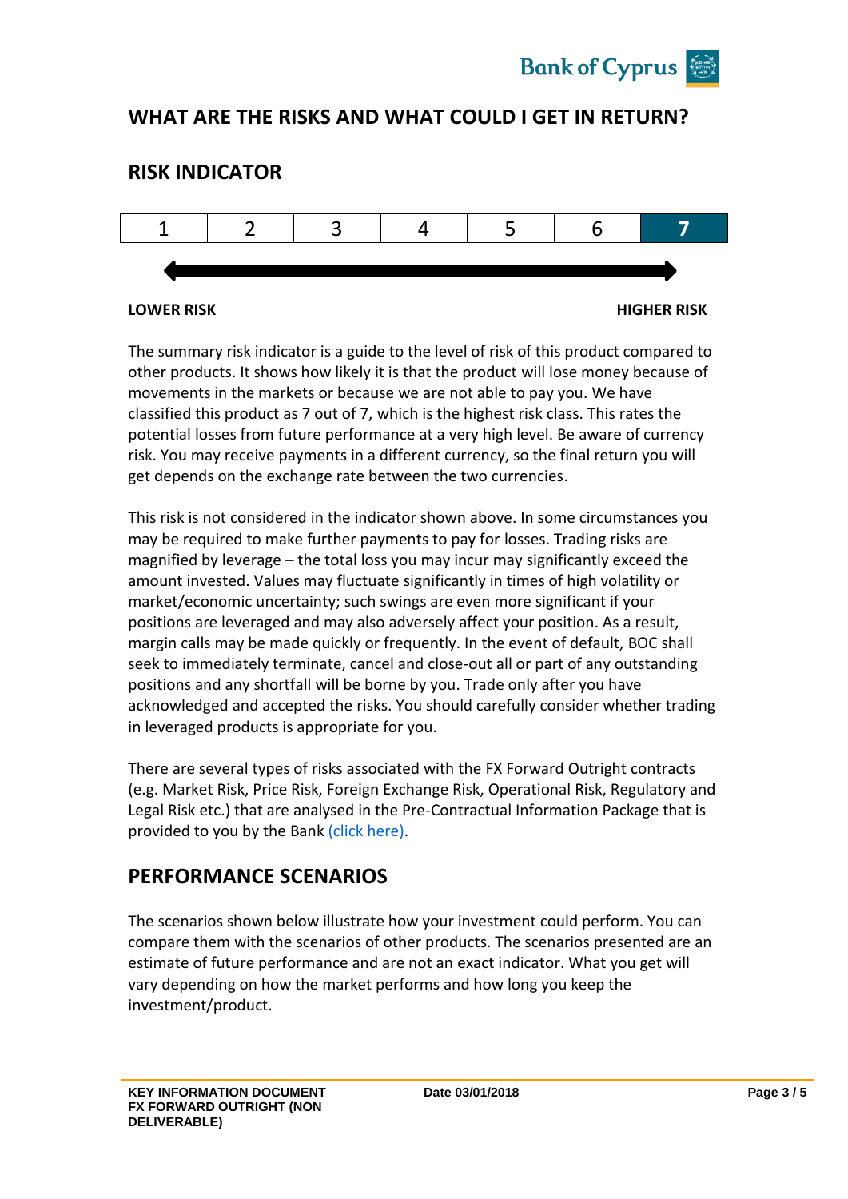## WHAT ARE THE RISKS AND WHAT COULD I GET IN RETURN?

## RISK INDICATOR

| 1 | 2 | 3 | 4 | 5 | 6 | **7** |
|---|---|---|---|---|---|---|

**LOWER RISK** **HIGHER RISK**

The summary risk indicator is a guide to the level of risk of this product compared to other products. It shows how likely it is that the product will lose money because of movements in the markets or because we are not able to pay you. We have classified this product as 7 out of 7, which is the highest risk class. This rates the potential losses from future performance at a very high level. Be aware of currency risk. You may receive payments in a different currency, so the final return you will get depends on the exchange rate between the two currencies.

This risk is not considered in the indicator shown above. In some circumstances you may be required to make further payments to pay for losses. Trading risks are magnified by leverage – the total loss you may incur may significantly exceed the amount invested. Values may fluctuate significantly in times of high volatility or market/economic uncertainty; such swings are even more significant if your positions are leveraged and may also adversely affect your position. As a result, margin calls may be made quickly or frequently. In the event of default, BOC shall seek to immediately terminate, cancel and close-out all or part of any outstanding positions and any shortfall will be borne by you. Trade only after you have acknowledged and accepted the risks. You should carefully consider whether trading in leveraged products is appropriate for you.

There are several types of risks associated with the FX Forward Outright contracts (e.g. Market Risk, Price Risk, Foreign Exchange Risk, Operational Risk, Regulatory and Legal Risk etc.) that are analysed in the Pre-Contractual Information Package that is provided to you by the Bank (click here).

## PERFORMANCE SCENARIOS

The scenarios shown below illustrate how your investment could perform. You can compare them with the scenarios of other products. The scenarios presented are an estimate of future performance and are not an exact indicator. What you get will vary depending on how the market performs and how long you keep the investment/product.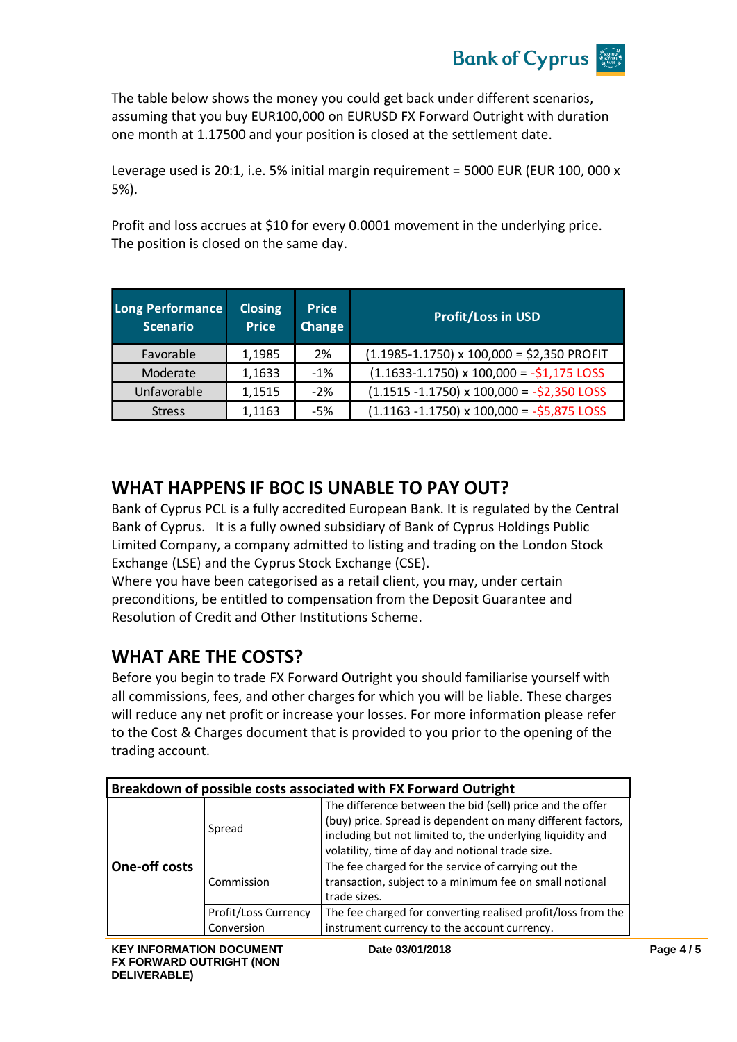The table below shows the money you could get back under different scenarios, assuming that you buy EUR100,000 on EURUSD FX Forward Outright with duration one month at 1.17500 and your position is closed at the settlement date.

Leverage used is 20:1, i.e. 5% initial margin requirement = 5000 EUR (EUR 100, 000 x 5%).

Profit and loss accrues at $10 for every 0.0001 movement in the underlying price. The position is closed on the same day.

| Long Performance Scenario | Closing Price | Price Change | Profit/Loss in USD |
|---|---|---|---|
| Favorable | 1,1985 | 2% | (1.1985-1.1750) x 100,000 = $2,350 PROFIT |
| Moderate | 1,1633 | -1% | (1.1633-1.1750) x 100,000 = -$1,175 LOSS |
| Unfavorable | 1,1515 | -2% | (1.1515 -1.1750) x 100,000 = -$2,350 LOSS |
| Stress | 1,1163 | -5% | (1.1163 -1.1750) x 100,000 = -$5,875 LOSS |

## WHAT HAPPENS IF BOC IS UNABLE TO PAY OUT?

Bank of Cyprus PCL is a fully accredited European Bank. It is regulated by the Central Bank of Cyprus. It is a fully owned subsidiary of Bank of Cyprus Holdings Public Limited Company, a company admitted to listing and trading on the London Stock Exchange (LSE) and the Cyprus Stock Exchange (CSE).
Where you have been categorised as a retail client, you may, under certain preconditions, be entitled to compensation from the Deposit Guarantee and Resolution of Credit and Other Institutions Scheme.

## WHAT ARE THE COSTS?

Before you begin to trade FX Forward Outright you should familiarise yourself with all commissions, fees, and other charges for which you will be liable. These charges will reduce any net profit or increase your losses. For more information please refer to the Cost & Charges document that is provided to you prior to the opening of the trading account.

| Breakdown of possible costs associated with FX Forward Outright | | |
|---|---|---|
| **One-off costs** | Spread | The difference between the bid (sell) price and the offer (buy) price. Spread is dependent on many different factors, including but not limited to, the underlying liquidity and volatility, time of day and notional trade size. |
| | Commission | The fee charged for the service of carrying out the transaction, subject to a minimum fee on small notional trade sizes. |
| | Profit/Loss Currency Conversion | The fee charged for converting realised profit/loss from the instrument currency to the account currency. |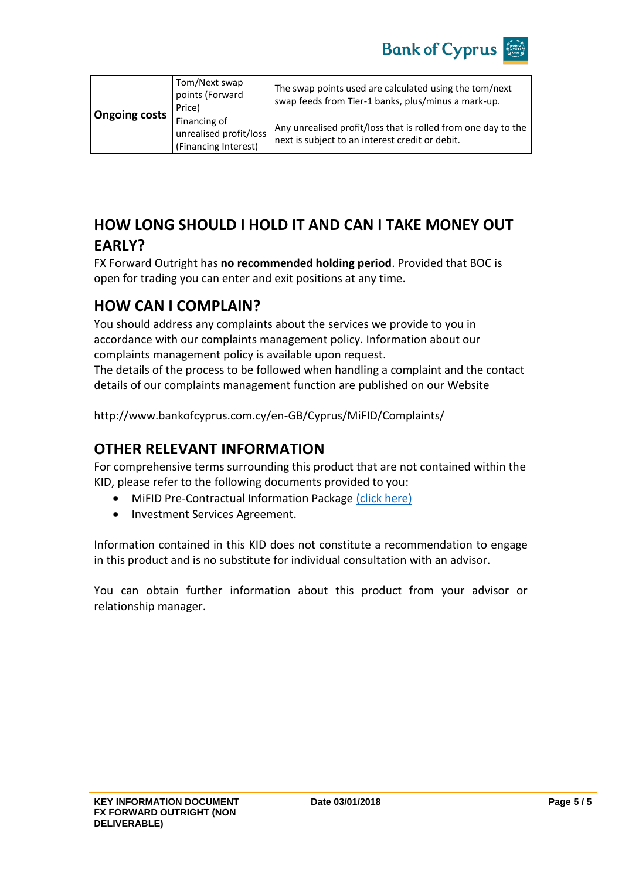| | | |
|---|---|---|
| **Ongoing costs** | Tom/Next swap points (Forward Price) | The swap points used are calculated using the tom/next swap feeds from Tier-1 banks, plus/minus a mark-up. |
| | Financing of unrealised profit/loss (Financing Interest) | Any unrealised profit/loss that is rolled from one day to the next is subject to an interest credit or debit. |

## HOW LONG SHOULD I HOLD IT AND CAN I TAKE MONEY OUT EARLY?

FX Forward Outright has **no recommended holding period**. Provided that BOC is open for trading you can enter and exit positions at any time.

## HOW CAN I COMPLAIN?

You should address any complaints about the services we provide to you in accordance with our complaints management policy. Information about our complaints management policy is available upon request.
The details of the process to be followed when handling a complaint and the contact details of our complaints management function are published on our Website

http://www.bankofcyprus.com.cy/en-GB/Cyprus/MiFID/Complaints/

## OTHER RELEVANT INFORMATION

For comprehensive terms surrounding this product that are not contained within the KID, please refer to the following documents provided to you:

- MiFID Pre-Contractual Information Package (click here)
- Investment Services Agreement.

Information contained in this KID does not constitute a recommendation to engage in this product and is no substitute for individual consultation with an advisor.

You can obtain further information about this product from your advisor or relationship manager.